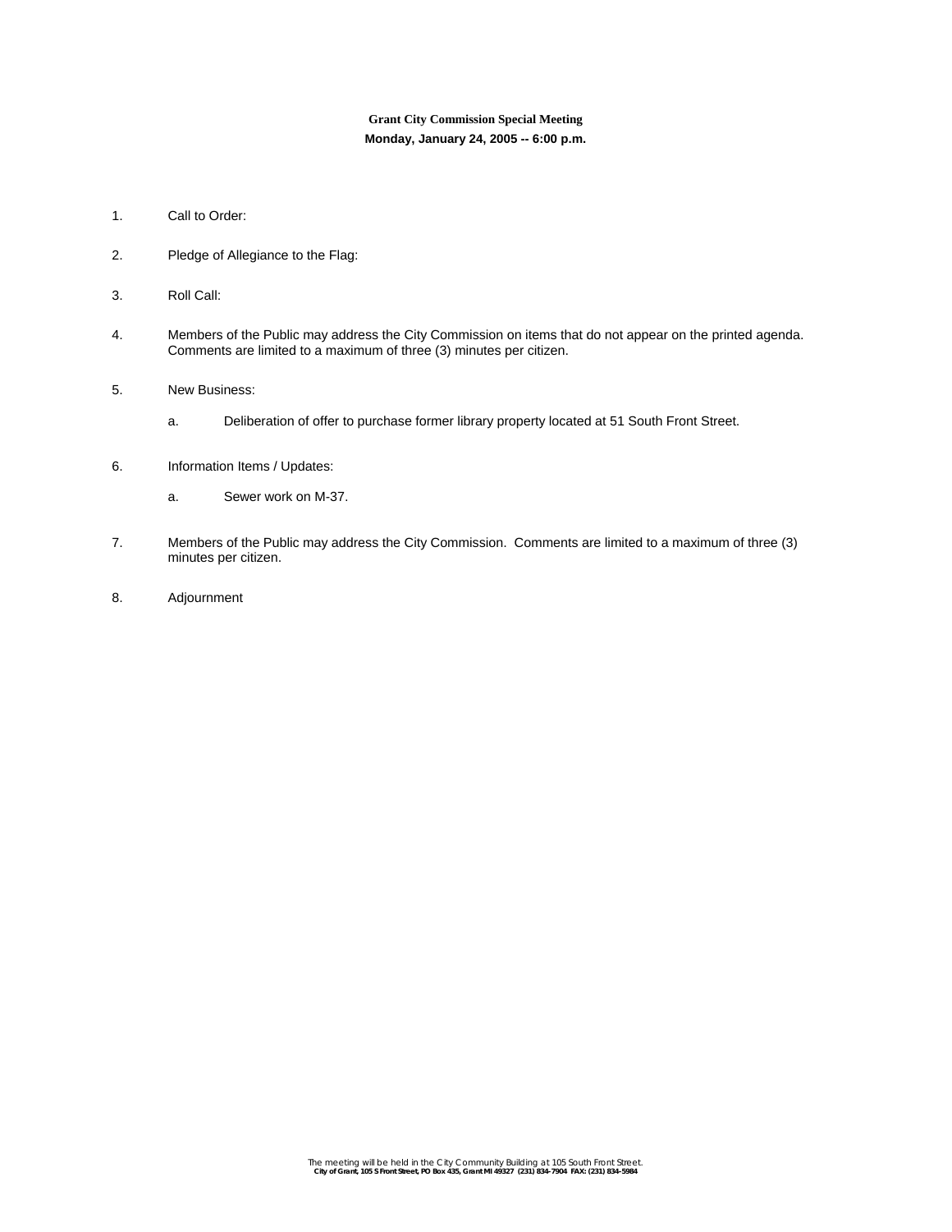**Grant City Commission Special Meeting**

**Monday, January 24, 2005 -- 6:00 p.m.**

1. Call to Order:

2. Pledge of Allegiance to the Flag:

3. Roll Call:

4. Members of the Public may address the City Commission on items that do not appear on the printed agenda. Comments are limited to a maximum of three (3) minutes per citizen.

5. New Business:

   a. Deliberation of offer to purchase former library property located at 51 South Front Street.

6. Information Items / Updates:

   a. Sewer work on M-37.

7. Members of the Public may address the City Commission. Comments are limited to a maximum of three (3) minutes per citizen.

8. Adjournment

The meeting will be held in the City Community Building at 105 South Front Street.
**City of Grant, 105 S Front Street, PO Box 435, Grant MI 49327 (231) 834-7904 FAX: (231) 834-5984**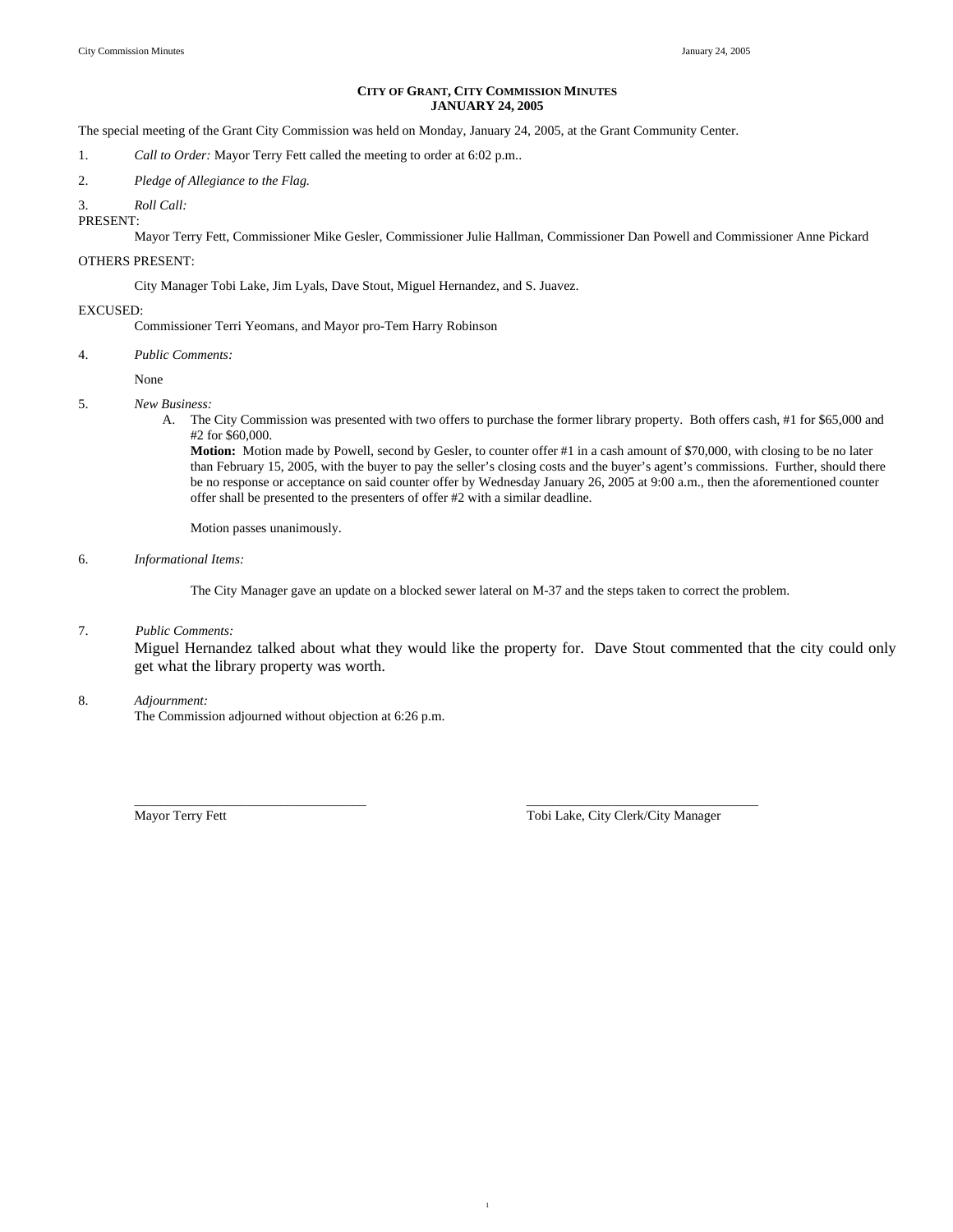**CITY OF GRANT, CITY COMMISSION MINUTES**
**JANUARY 24, 2005**

The special meeting of the Grant City Commission was held on Monday, January 24, 2005, at the Grant Community Center.

1. *Call to Order:* Mayor Terry Fett called the meeting to order at 6:02 p.m..

2. *Pledge of Allegiance to the Flag.*

3. *Roll Call:*

PRESENT:

Mayor Terry Fett, Commissioner Mike Gesler, Commissioner Julie Hallman, Commissioner Dan Powell and Commissioner Anne Pickard

OTHERS PRESENT:

City Manager Tobi Lake, Jim Lyals, Dave Stout, Miguel Hernandez, and S. Juavez.

EXCUSED:

Commissioner Terri Yeomans, and Mayor pro-Tem Harry Robinson

4. *Public Comments:*

None

5. *New Business:*

A. The City Commission was presented with two offers to purchase the former library property. Both offers cash, #1 for $65,000 and #2 for $60,000.

**Motion:** Motion made by Powell, second by Gesler, to counter offer #1 in a cash amount of $70,000, with closing to be no later than February 15, 2005, with the buyer to pay the seller's closing costs and the buyer's agent's commissions. Further, should there be no response or acceptance on said counter offer by Wednesday January 26, 2005 at 9:00 a.m., then the aforementioned counter offer shall be presented to the presenters of offer #2 with a similar deadline.

Motion passes unanimously.

6. *Informational Items:*

The City Manager gave an update on a blocked sewer lateral on M-37 and the steps taken to correct the problem.

7. *Public Comments:*

Miguel Hernandez talked about what they would like the property for. Dave Stout commented that the city could only get what the library property was worth.

8. *Adjournment:*

The Commission adjourned without objection at 6:26 p.m.

\_\_\_\_\_\_\_\_\_\_\_\_\_\_\_\_\_\_\_\_\_\_\_\_\_\_\_\_\_\_\_\_\_\_\_
Mayor Terry Fett

\_\_\_\_\_\_\_\_\_\_\_\_\_\_\_\_\_\_\_\_\_\_\_\_\_\_\_\_\_\_\_\_\_\_\_
Tobi Lake, City Clerk/City Manager